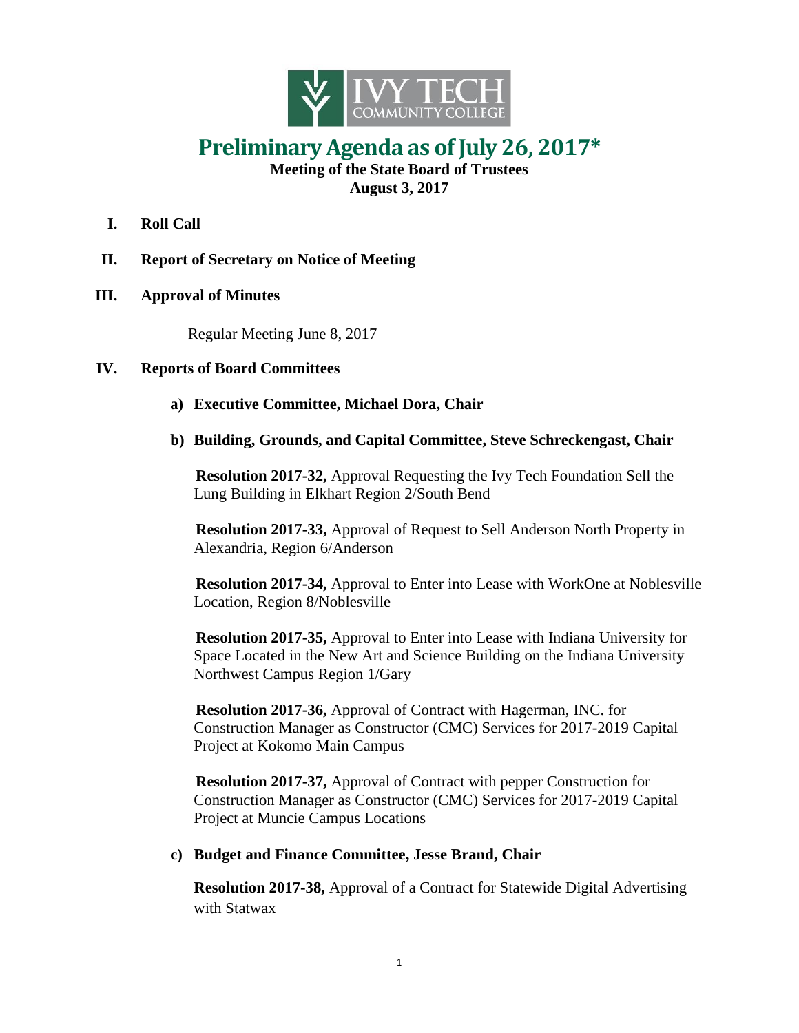# Preliminary Agenda as of July 26, 2017*

**Meeting of the State Board of Trustees**
**August 3, 2017**

**I. Roll Call**

**II. Report of Secretary on Notice of Meeting**

**III. Approval of Minutes**

Regular Meeting June 8, 2017

**IV. Reports of Board Committees**

**a) Executive Committee, Michael Dora, Chair**

**b) Building, Grounds, and Capital Committee, Steve Schreckengast, Chair**

**Resolution 2017-32,** Approval Requesting the Ivy Tech Foundation Sell the Lung Building in Elkhart Region 2/South Bend

**Resolution 2017-33,** Approval of Request to Sell Anderson North Property in Alexandria, Region 6/Anderson

**Resolution 2017-34,** Approval to Enter into Lease with WorkOne at Noblesville Location, Region 8/Noblesville

**Resolution 2017-35,** Approval to Enter into Lease with Indiana University for Space Located in the New Art and Science Building on the Indiana University Northwest Campus Region 1/Gary

**Resolution 2017-36,** Approval of Contract with Hagerman, INC. for Construction Manager as Constructor (CMC) Services for 2017-2019 Capital Project at Kokomo Main Campus

**Resolution 2017-37,** Approval of Contract with pepper Construction for Construction Manager as Constructor (CMC) Services for 2017-2019 Capital Project at Muncie Campus Locations

**c) Budget and Finance Committee, Jesse Brand, Chair**

**Resolution 2017-38,** Approval of a Contract for Statewide Digital Advertising with Statwax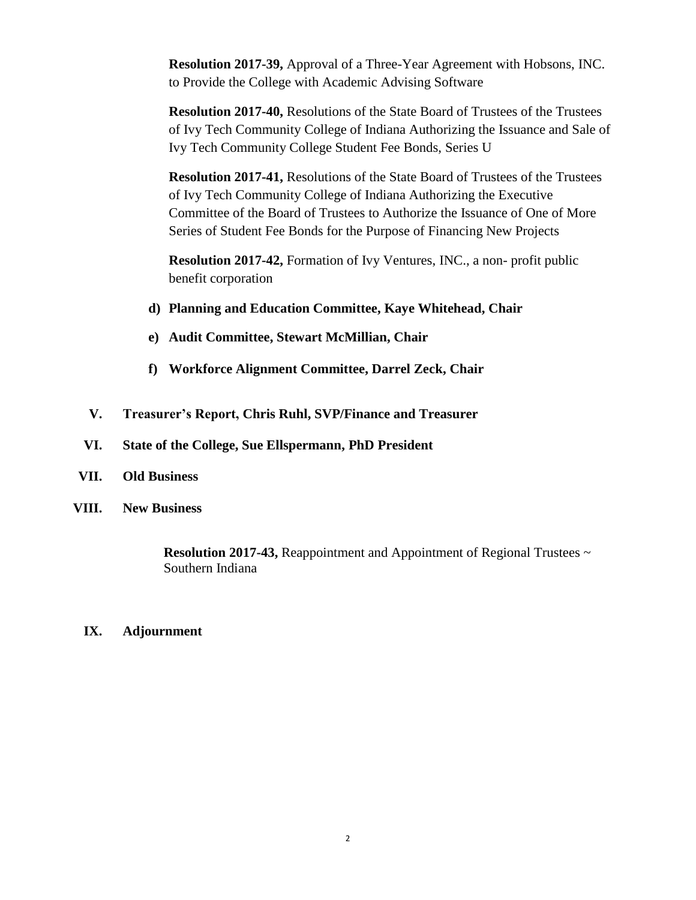**Resolution 2017-39,** Approval of a Three-Year Agreement with Hobsons, INC. to Provide the College with Academic Advising Software

**Resolution 2017-40,** Resolutions of the State Board of Trustees of the Trustees of Ivy Tech Community College of Indiana Authorizing the Issuance and Sale of Ivy Tech Community College Student Fee Bonds, Series U

**Resolution 2017-41,** Resolutions of the State Board of Trustees of the Trustees of Ivy Tech Community College of Indiana Authorizing the Executive Committee of the Board of Trustees to Authorize the Issuance of One of More Series of Student Fee Bonds for the Purpose of Financing New Projects

**Resolution 2017-42,** Formation of Ivy Ventures, INC., a non- profit public benefit corporation

**d) Planning and Education Committee, Kaye Whitehead, Chair**

**e) Audit Committee, Stewart McMillian, Chair**

**f) Workforce Alignment Committee, Darrel Zeck, Chair**

**V. Treasurer's Report, Chris Ruhl, SVP/Finance and Treasurer**

**VI. State of the College, Sue Ellspermann, PhD President**

**VII. Old Business**

**VIII. New Business**

**Resolution 2017-43,** Reappointment and Appointment of Regional Trustees ~ Southern Indiana

**IX. Adjournment**